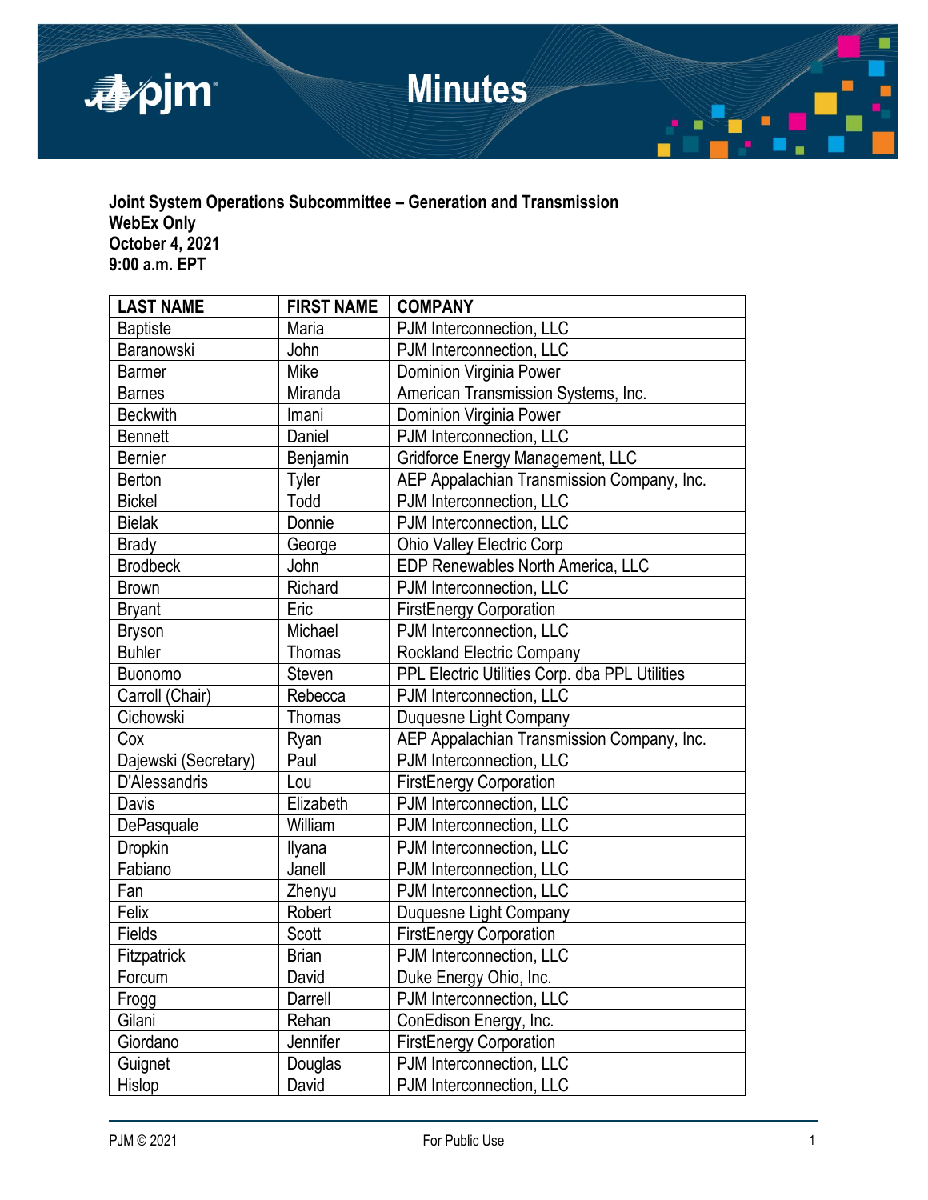# Minutes

**Joint System Operations Subcommittee – Generation and Transmission**
**WebEx Only**
**October 4, 2021**
**9:00 a.m. EPT**

| LAST NAME | FIRST NAME | COMPANY |
|---|---|---|
| Baptiste | Maria | PJM Interconnection, LLC |
| Baranowski | John | PJM Interconnection, LLC |
| Barmer | Mike | Dominion Virginia Power |
| Barnes | Miranda | American Transmission Systems, Inc. |
| Beckwith | Imani | Dominion Virginia Power |
| Bennett | Daniel | PJM Interconnection, LLC |
| Bernier | Benjamin | Gridforce Energy Management, LLC |
| Berton | Tyler | AEP Appalachian Transmission Company, Inc. |
| Bickel | Todd | PJM Interconnection, LLC |
| Bielak | Donnie | PJM Interconnection, LLC |
| Brady | George | Ohio Valley Electric Corp |
| Brodbeck | John | EDP Renewables North America, LLC |
| Brown | Richard | PJM Interconnection, LLC |
| Bryant | Eric | FirstEnergy Corporation |
| Bryson | Michael | PJM Interconnection, LLC |
| Buhler | Thomas | Rockland Electric Company |
| Buonomo | Steven | PPL Electric Utilities Corp. dba PPL Utilities |
| Carroll (Chair) | Rebecca | PJM Interconnection, LLC |
| Cichowski | Thomas | Duquesne Light Company |
| Cox | Ryan | AEP Appalachian Transmission Company, Inc. |
| Dajewski (Secretary) | Paul | PJM Interconnection, LLC |
| D'Alessandris | Lou | FirstEnergy Corporation |
| Davis | Elizabeth | PJM Interconnection, LLC |
| DePasquale | William | PJM Interconnection, LLC |
| Dropkin | Ilyana | PJM Interconnection, LLC |
| Fabiano | Janell | PJM Interconnection, LLC |
| Fan | Zhenyu | PJM Interconnection, LLC |
| Felix | Robert | Duquesne Light Company |
| Fields | Scott | FirstEnergy Corporation |
| Fitzpatrick | Brian | PJM Interconnection, LLC |
| Forcum | David | Duke Energy Ohio, Inc. |
| Frogg | Darrell | PJM Interconnection, LLC |
| Gilani | Rehan | ConEdison Energy, Inc. |
| Giordano | Jennifer | FirstEnergy Corporation |
| Guignet | Douglas | PJM Interconnection, LLC |
| Hislop | David | PJM Interconnection, LLC |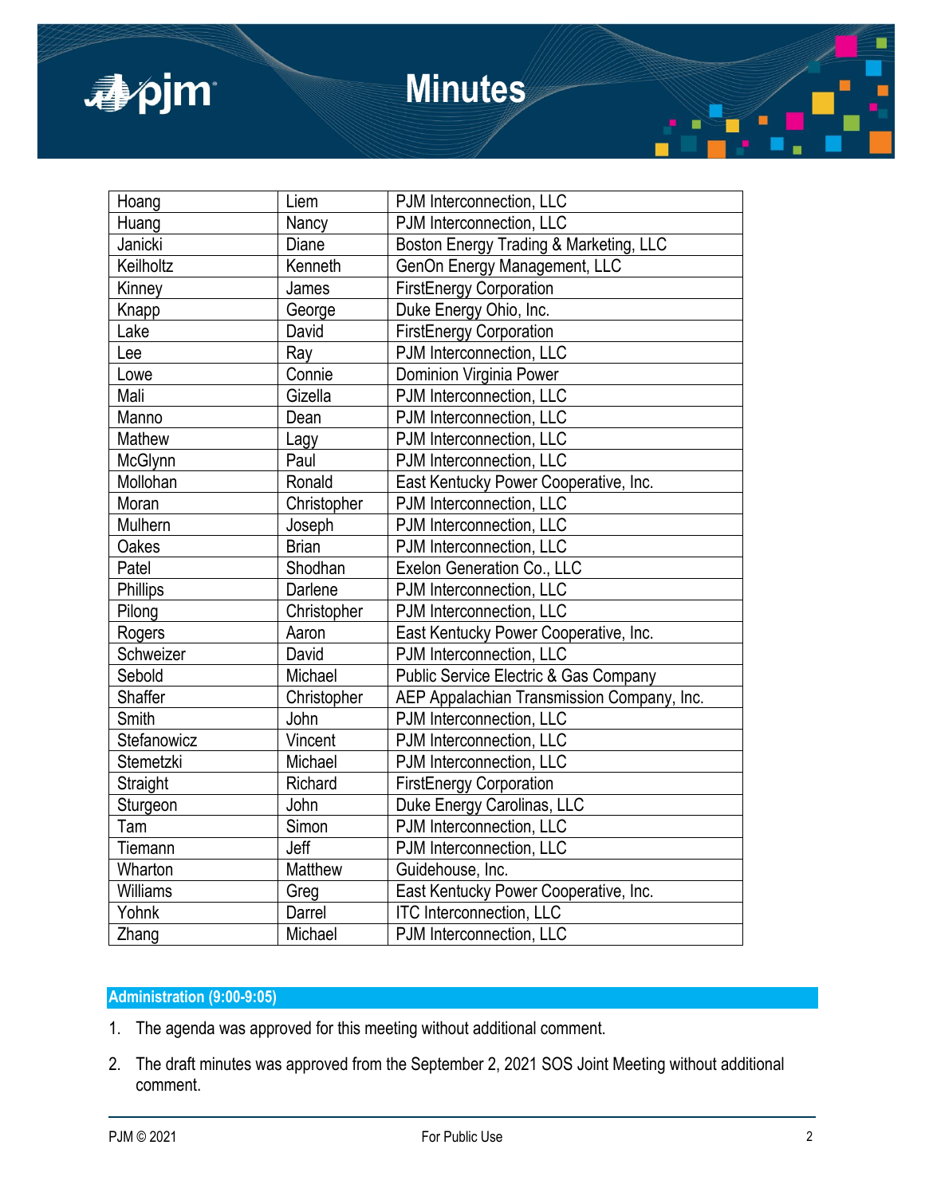| | | |
|---|---|---|
| Hoang | Liem | PJM Interconnection, LLC |
| Huang | Nancy | PJM Interconnection, LLC |
| Janicki | Diane | Boston Energy Trading & Marketing, LLC |
| Keilholtz | Kenneth | GenOn Energy Management, LLC |
| Kinney | James | FirstEnergy Corporation |
| Knapp | George | Duke Energy Ohio, Inc. |
| Lake | David | FirstEnergy Corporation |
| Lee | Ray | PJM Interconnection, LLC |
| Lowe | Connie | Dominion Virginia Power |
| Mali | Gizella | PJM Interconnection, LLC |
| Manno | Dean | PJM Interconnection, LLC |
| Mathew | Lagy | PJM Interconnection, LLC |
| McGlynn | Paul | PJM Interconnection, LLC |
| Mollohan | Ronald | East Kentucky Power Cooperative, Inc. |
| Moran | Christopher | PJM Interconnection, LLC |
| Mulhern | Joseph | PJM Interconnection, LLC |
| Oakes | Brian | PJM Interconnection, LLC |
| Patel | Shodhan | Exelon Generation Co., LLC |
| Phillips | Darlene | PJM Interconnection, LLC |
| Pilong | Christopher | PJM Interconnection, LLC |
| Rogers | Aaron | East Kentucky Power Cooperative, Inc. |
| Schweizer | David | PJM Interconnection, LLC |
| Sebold | Michael | Public Service Electric & Gas Company |
| Shaffer | Christopher | AEP Appalachian Transmission Company, Inc. |
| Smith | John | PJM Interconnection, LLC |
| Stefanowicz | Vincent | PJM Interconnection, LLC |
| Stemetzki | Michael | PJM Interconnection, LLC |
| Straight | Richard | FirstEnergy Corporation |
| Sturgeon | John | Duke Energy Carolinas, LLC |
| Tam | Simon | PJM Interconnection, LLC |
| Tiemann | Jeff | PJM Interconnection, LLC |
| Wharton | Matthew | Guidehouse, Inc. |
| Williams | Greg | East Kentucky Power Cooperative, Inc. |
| Yohnk | Darrel | ITC Interconnection, LLC |
| Zhang | Michael | PJM Interconnection, LLC |

## Administration (9:00-9:05)

1. The agenda was approved for this meeting without additional comment.

2. The draft minutes was approved from the September 2, 2021 SOS Joint Meeting without additional comment.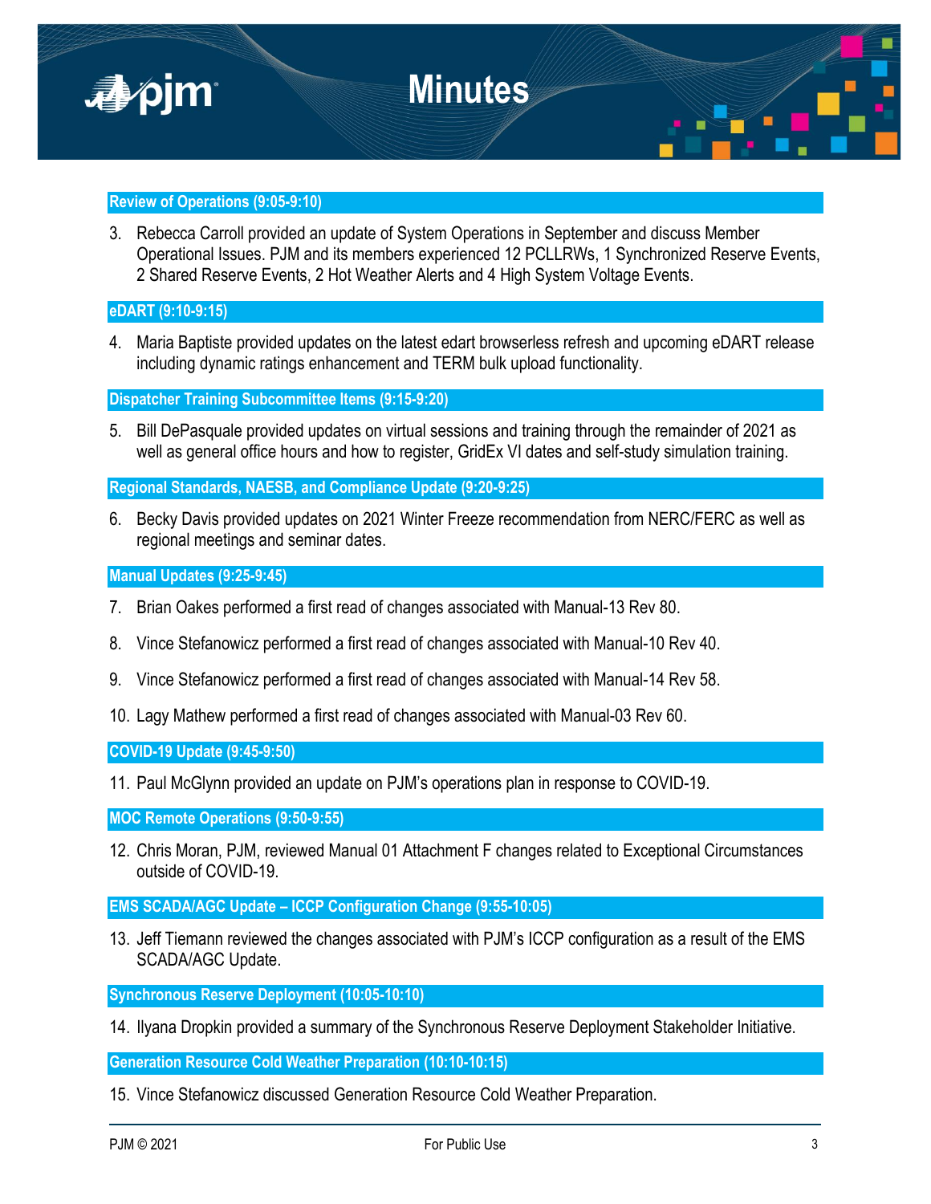## Review of Operations (9:05-9:10)

3. Rebecca Carroll provided an update of System Operations in September and discuss Member Operational Issues. PJM and its members experienced 12 PCLLRWs, 1 Synchronized Reserve Events, 2 Shared Reserve Events, 2 Hot Weather Alerts and 4 High System Voltage Events.

## eDART (9:10-9:15)

4. Maria Baptiste provided updates on the latest edart browserless refresh and upcoming eDART release including dynamic ratings enhancement and TERM bulk upload functionality.

## Dispatcher Training Subcommittee Items (9:15-9:20)

5. Bill DePasquale provided updates on virtual sessions and training through the remainder of 2021 as well as general office hours and how to register, GridEx VI dates and self-study simulation training.

## Regional Standards, NAESB, and Compliance Update (9:20-9:25)

6. Becky Davis provided updates on 2021 Winter Freeze recommendation from NERC/FERC as well as regional meetings and seminar dates.

## Manual Updates (9:25-9:45)

7. Brian Oakes performed a first read of changes associated with Manual-13 Rev 80.
8. Vince Stefanowicz performed a first read of changes associated with Manual-10 Rev 40.
9. Vince Stefanowicz performed a first read of changes associated with Manual-14 Rev 58.
10. Lagy Mathew performed a first read of changes associated with Manual-03 Rev 60.

## COVID-19 Update (9:45-9:50)

11. Paul McGlynn provided an update on PJM's operations plan in response to COVID-19.

## MOC Remote Operations (9:50-9:55)

12. Chris Moran, PJM, reviewed Manual 01 Attachment F changes related to Exceptional Circumstances outside of COVID-19.

## EMS SCADA/AGC Update – ICCP Configuration Change (9:55-10:05)

13. Jeff Tiemann reviewed the changes associated with PJM's ICCP configuration as a result of the EMS SCADA/AGC Update.

## Synchronous Reserve Deployment (10:05-10:10)

14. Ilyana Dropkin provided a summary of the Synchronous Reserve Deployment Stakeholder Initiative.

## Generation Resource Cold Weather Preparation (10:10-10:15)

15. Vince Stefanowicz discussed Generation Resource Cold Weather Preparation.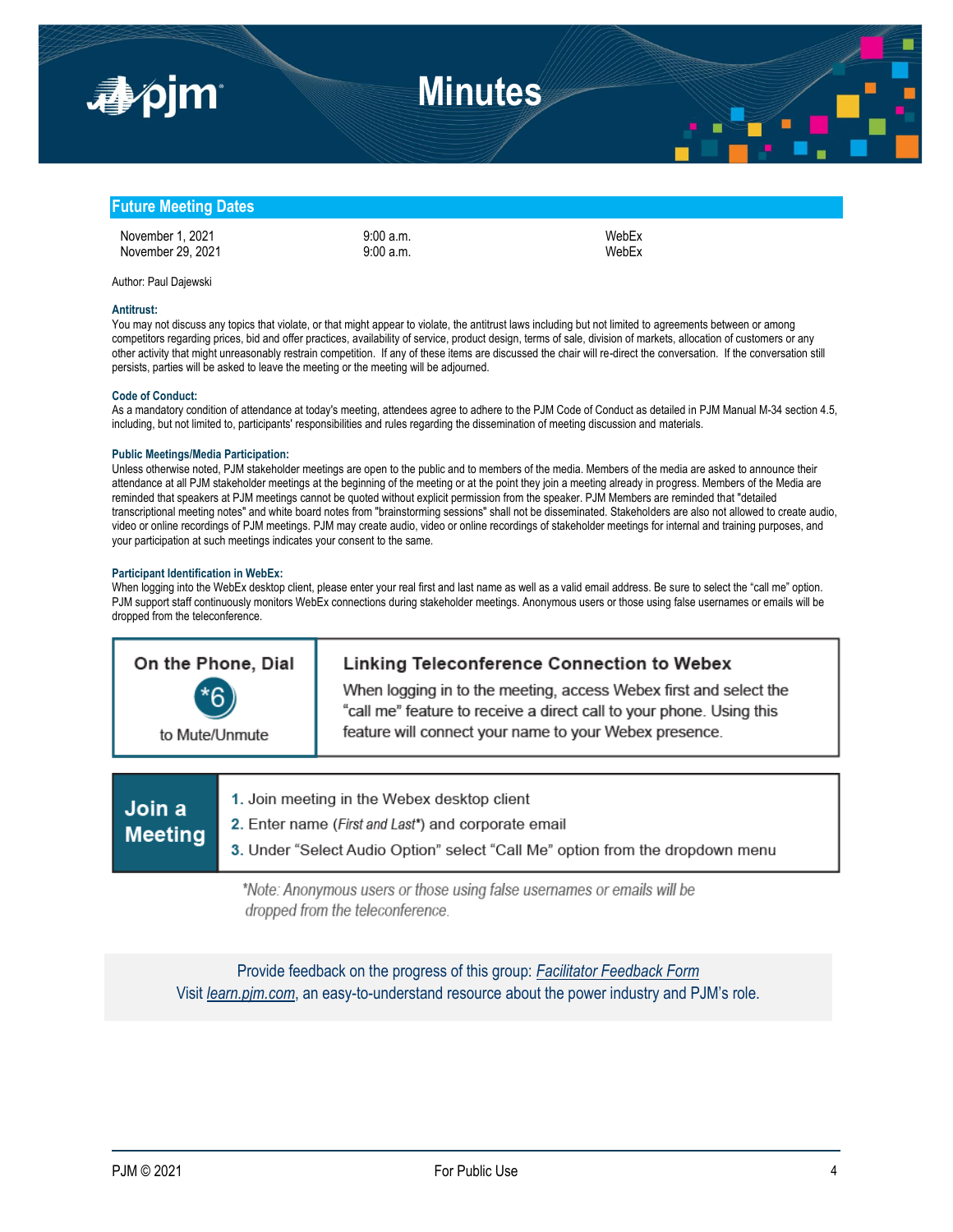## Future Meeting Dates

| | | |
|---|---|---|
| November 1, 2021 | 9:00 a.m. | WebEx |
| November 29, 2021 | 9:00 a.m. | WebEx |

Author: Paul Dajewski

**Antitrust:**
You may not discuss any topics that violate, or that might appear to violate, the antitrust laws including but not limited to agreements between or among competitors regarding prices, bid and offer practices, availability of service, product design, terms of sale, division of markets, allocation of customers or any other activity that might unreasonably restrain competition. If any of these items are discussed the chair will re-direct the conversation. If the conversation still persists, parties will be asked to leave the meeting or the meeting will be adjourned.

**Code of Conduct:**
As a mandatory condition of attendance at today's meeting, attendees agree to adhere to the PJM Code of Conduct as detailed in PJM Manual M-34 section 4.5, including, but not limited to, participants' responsibilities and rules regarding the dissemination of meeting discussion and materials.

**Public Meetings/Media Participation:**
Unless otherwise noted, PJM stakeholder meetings are open to the public and to members of the media. Members of the media are asked to announce their attendance at all PJM stakeholder meetings at the beginning of the meeting or at the point they join a meeting already in progress. Members of the Media are reminded that speakers at PJM meetings cannot be quoted without explicit permission from the speaker. PJM Members are reminded that "detailed transcriptional meeting notes" and white board notes from "brainstorming sessions" shall not be disseminated. Stakeholders are also not allowed to create audio, video or online recordings of PJM meetings. PJM may create audio, video or online recordings of stakeholder meetings for internal and training purposes, and your participation at such meetings indicates your consent to the same.

**Participant Identification in WebEx:**
When logging into the WebEx desktop client, please enter your real first and last name as well as a valid email address. Be sure to select the “call me” option. PJM support staff continuously monitors WebEx connections during stakeholder meetings. Anonymous users or those using false usernames or emails will be dropped from the teleconference.

**On the Phone, Dial**
*6
to Mute/Unmute

**Linking Teleconference Connection to Webex**
When logging in to the meeting, access Webex first and select the “call me” feature to receive a direct call to your phone. Using this feature will connect your name to your Webex presence.

**Join a Meeting**
1. Join meeting in the Webex desktop client
2. Enter name (*First and Last**) and corporate email
3. Under “Select Audio Option” select “Call Me” option from the dropdown menu

*\*Note: Anonymous users or those using false usernames or emails will be dropped from the teleconference.*

Provide feedback on the progress of this group: *Facilitator Feedback Form*
Visit *learn.pjm.com*, an easy-to-understand resource about the power industry and PJM’s role.

PJM © 2021 For Public Use